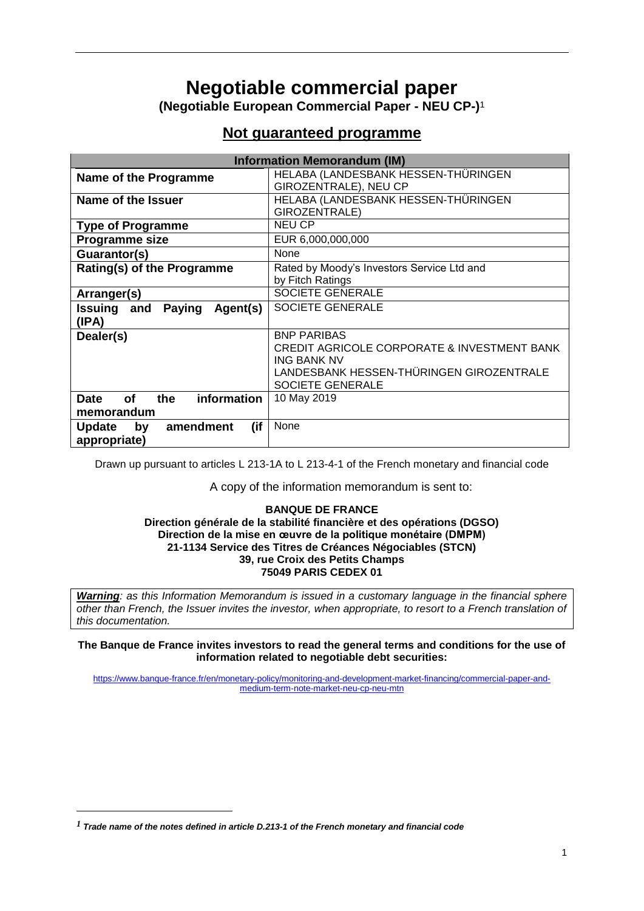# Negotiable commercial paper

**(Negotiable European Commercial Paper - NEU CP-)**[1]

## Not guaranteed programme

| Information Memorandum (IM) | |
|---|---|
| **Name of the Programme** | HELABA (LANDESBANK HESSEN-THÜRINGEN GIROZENTRALE), NEU CP |
| **Name of the Issuer** | HELABA (LANDESBANK HESSEN-THÜRINGEN GIROZENTRALE) |
| **Type of Programme** | NEU CP |
| **Programme size** | EUR 6,000,000,000 |
| **Guarantor(s)** | None |
| **Rating(s) of the Programme** | Rated by Moody's Investors Service Ltd and by Fitch Ratings |
| **Arranger(s)** | SOCIETE GENERALE |
| **Issuing and Paying Agent(s) (IPA)** | SOCIETE GENERALE |
| **Dealer(s)** | BNP PARIBAS<br>CREDIT AGRICOLE CORPORATE & INVESTMENT BANK<br>ING BANK NV<br>LANDESBANK HESSEN-THÜRINGEN GIROZENTRALE<br>SOCIETE GENERALE |
| **Date of the information memorandum** | 10 May 2019 |
| **Update by amendment (if appropriate)** | None |

Drawn up pursuant to articles L 213-1A to L 213-4-1 of the French monetary and financial code

A copy of the information memorandum is sent to:

**BANQUE DE FRANCE**
**Direction générale de la stabilité financière et des opérations (DGSO)**
**Direction de la mise en œuvre de la politique monétaire (DMPM)**
**21-1134 Service des Titres de Créances Négociables (STCN)**
**39, rue Croix des Petits Champs**
**75049 PARIS CEDEX 01**

***Warning****: as this Information Memorandum is issued in a customary language in the financial sphere other than French, the Issuer invites the investor, when appropriate, to resort to a French translation of this documentation.*

**The Banque de France invites investors to read the general terms and conditions for the use of information related to negotiable debt securities:**

https://www.banque-france.fr/en/monetary-policy/monitoring-and-development-market-financing/commercial-paper-and-medium-term-note-market-neu-cp-neu-mtn

---

[1] ***Trade name of the notes defined in article D.213-1 of the French monetary and financial code***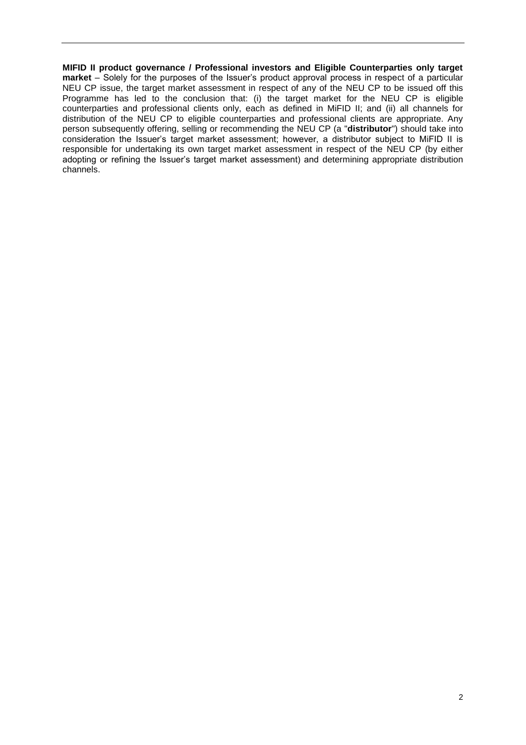**MIFID II product governance / Professional investors and Eligible Counterparties only target market** – Solely for the purposes of the Issuer's product approval process in respect of a particular NEU CP issue, the target market assessment in respect of any of the NEU CP to be issued off this Programme has led to the conclusion that: (i) the target market for the NEU CP is eligible counterparties and professional clients only, each as defined in MiFID II; and (ii) all channels for distribution of the NEU CP to eligible counterparties and professional clients are appropriate. Any person subsequently offering, selling or recommending the NEU CP (a "**distributor**") should take into consideration the Issuer's target market assessment; however, a distributor subject to MiFID II is responsible for undertaking its own target market assessment in respect of the NEU CP (by either adopting or refining the Issuer's target market assessment) and determining appropriate distribution channels.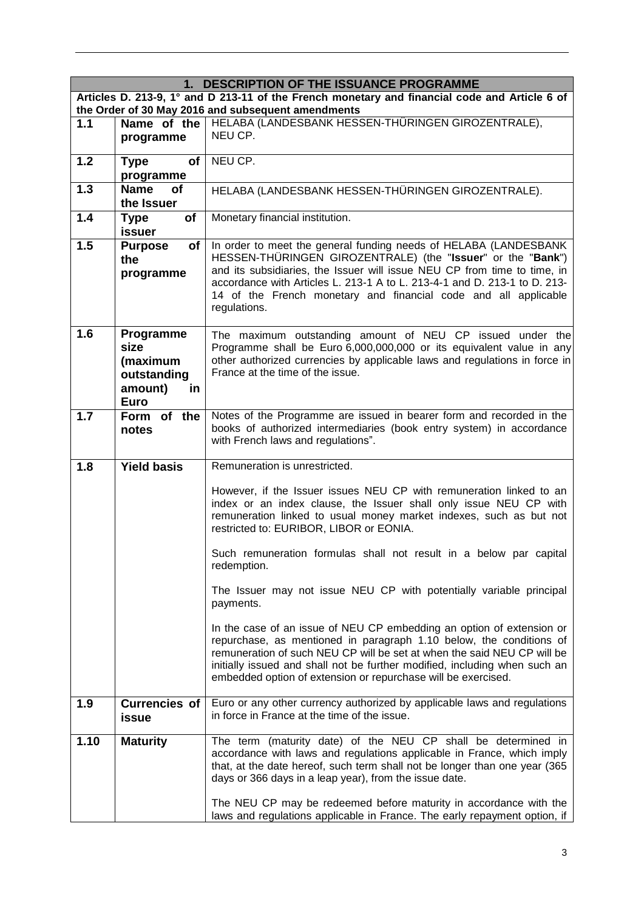| 1. DESCRIPTION OF THE ISSUANCE PROGRAMME | | |
|---|---|---|
| **Articles D. 213-9, 1° and D 213-11 of the French monetary and financial code and Article 6 of the Order of 30 May 2016 and subsequent amendments** | | |
| **1.1** | **Name of the programme** | HELABA (LANDESBANK HESSEN-THÜRINGEN GIROZENTRALE), NEU CP. |
| **1.2** | **Type of programme** | NEU CP. |
| **1.3** | **Name of the Issuer** | HELABA (LANDESBANK HESSEN-THÜRINGEN GIROZENTRALE). |
| **1.4** | **Type of issuer** | Monetary financial institution. |
| **1.5** | **Purpose of the programme** | In order to meet the general funding needs of HELABA (LANDESBANK HESSEN-THÜRINGEN GIROZENTRALE) (the "**Issuer**" or the "**Bank**") and its subsidiaries, the Issuer will issue NEU CP from time to time, in accordance with Articles L. 213-1 A to L. 213-4-1 and D. 213-1 to D. 213-14 of the French monetary and financial code and all applicable regulations. |
| **1.6** | **Programme size (maximum outstanding amount) in Euro** | The maximum outstanding amount of NEU CP issued under the Programme shall be Euro 6,000,000,000 or its equivalent value in any other authorized currencies by applicable laws and regulations in force in France at the time of the issue. |
| **1.7** | **Form of the notes** | Notes of the Programme are issued in bearer form and recorded in the books of authorized intermediaries (book entry system) in accordance with French laws and regulations". |
| **1.8** | **Yield basis** | Remuneration is unrestricted.<br><br>However, if the Issuer issues NEU CP with remuneration linked to an index or an index clause, the Issuer shall only issue NEU CP with remuneration linked to usual money market indexes, such as but not restricted to: EURIBOR, LIBOR or EONIA.<br><br>Such remuneration formulas shall not result in a below par capital redemption.<br><br>The Issuer may not issue NEU CP with potentially variable principal payments.<br><br>In the case of an issue of NEU CP embedding an option of extension or repurchase, as mentioned in paragraph 1.10 below, the conditions of remuneration of such NEU CP will be set at when the said NEU CP will be initially issued and shall not be further modified, including when such an embedded option of extension or repurchase will be exercised. |
| **1.9** | **Currencies of issue** | Euro or any other currency authorized by applicable laws and regulations in force in France at the time of the issue. |
| **1.10** | **Maturity** | The term (maturity date) of the NEU CP shall be determined in accordance with laws and regulations applicable in France, which imply that, at the date hereof, such term shall not be longer than one year (365 days or 366 days in a leap year), from the issue date.<br><br>The NEU CP may be redeemed before maturity in accordance with the laws and regulations applicable in France. The early repayment option, if |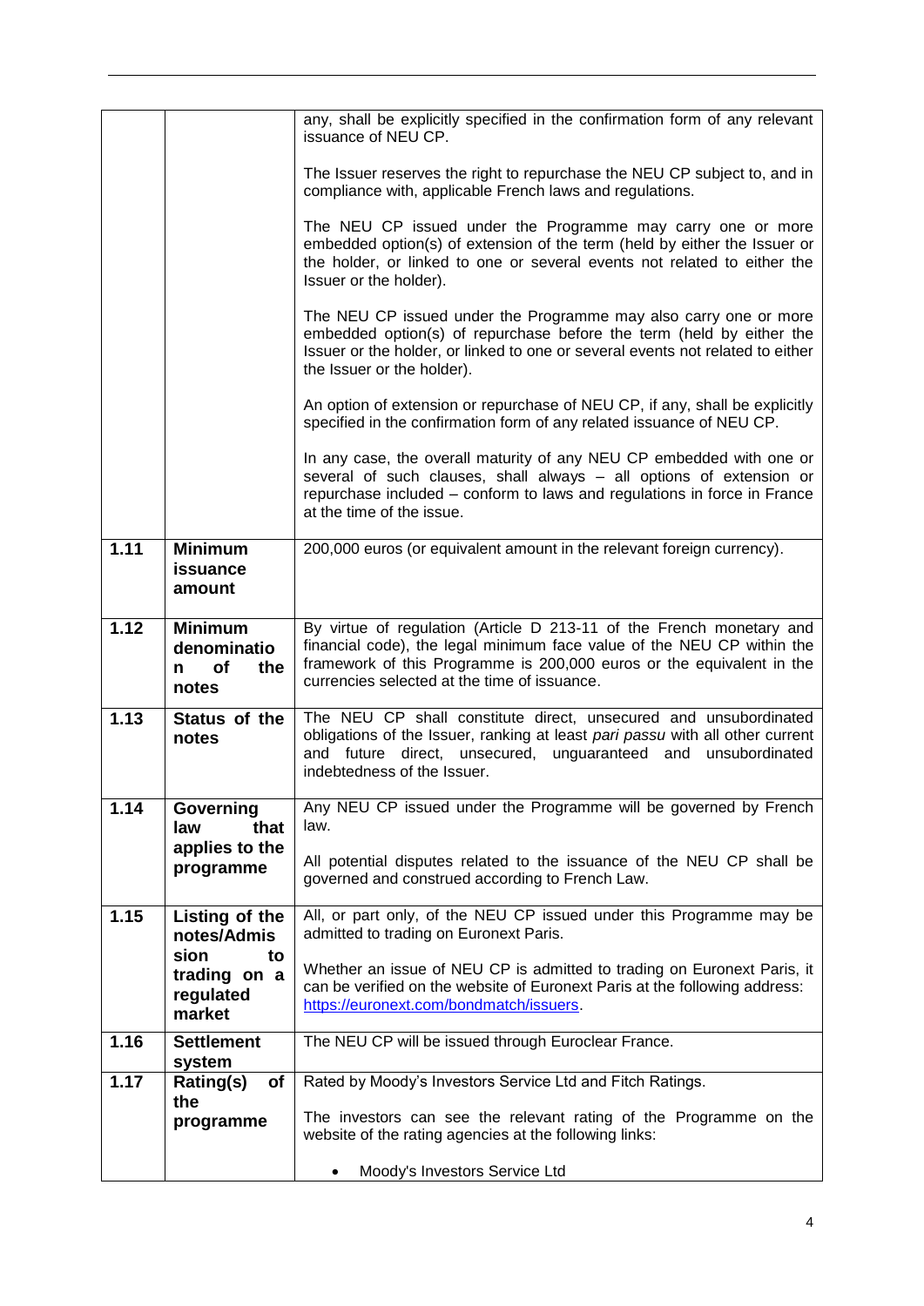| | | |
|---|---|---|
| | | any, shall be explicitly specified in the confirmation form of any relevant issuance of NEU CP.<br><br>The Issuer reserves the right to repurchase the NEU CP subject to, and in compliance with, applicable French laws and regulations.<br><br>The NEU CP issued under the Programme may carry one or more embedded option(s) of extension of the term (held by either the Issuer or the holder, or linked to one or several events not related to either the Issuer or the holder).<br><br>The NEU CP issued under the Programme may also carry one or more embedded option(s) of repurchase before the term (held by either the Issuer or the holder, or linked to one or several events not related to either the Issuer or the holder).<br><br>An option of extension or repurchase of NEU CP, if any, shall be explicitly specified in the confirmation form of any related issuance of NEU CP.<br><br>In any case, the overall maturity of any NEU CP embedded with one or several of such clauses, shall always – all options of extension or repurchase included – conform to laws and regulations in force in France at the time of the issue. |
| **1.11** | **Minimum issuance amount** | 200,000 euros (or equivalent amount in the relevant foreign currency). |
| **1.12** | **Minimum denomination of the notes** | By virtue of regulation (Article D 213-11 of the French monetary and financial code), the legal minimum face value of the NEU CP within the framework of this Programme is 200,000 euros or the equivalent in the currencies selected at the time of issuance. |
| **1.13** | **Status of the notes** | The NEU CP shall constitute direct, unsecured and unsubordinated obligations of the Issuer, ranking at least *pari passu* with all other current and future direct, unsecured, unguaranteed and unsubordinated indebtedness of the Issuer. |
| **1.14** | **Governing law that applies to the programme** | Any NEU CP issued under the Programme will be governed by French law.<br><br>All potential disputes related to the issuance of the NEU CP shall be governed and construed according to French Law. |
| **1.15** | **Listing of the notes/Admission to trading on a regulated market** | All, or part only, of the NEU CP issued under this Programme may be admitted to trading on Euronext Paris.<br><br>Whether an issue of NEU CP is admitted to trading on Euronext Paris, it can be verified on the website of Euronext Paris at the following address: https://euronext.com/bondmatch/issuers. |
| **1.16** | **Settlement system** | The NEU CP will be issued through Euroclear France. |
| **1.17** | **Rating(s) of the programme** | Rated by Moody's Investors Service Ltd and Fitch Ratings.<br><br>The investors can see the relevant rating of the Programme on the website of the rating agencies at the following links:<br><br>• Moody's Investors Service Ltd |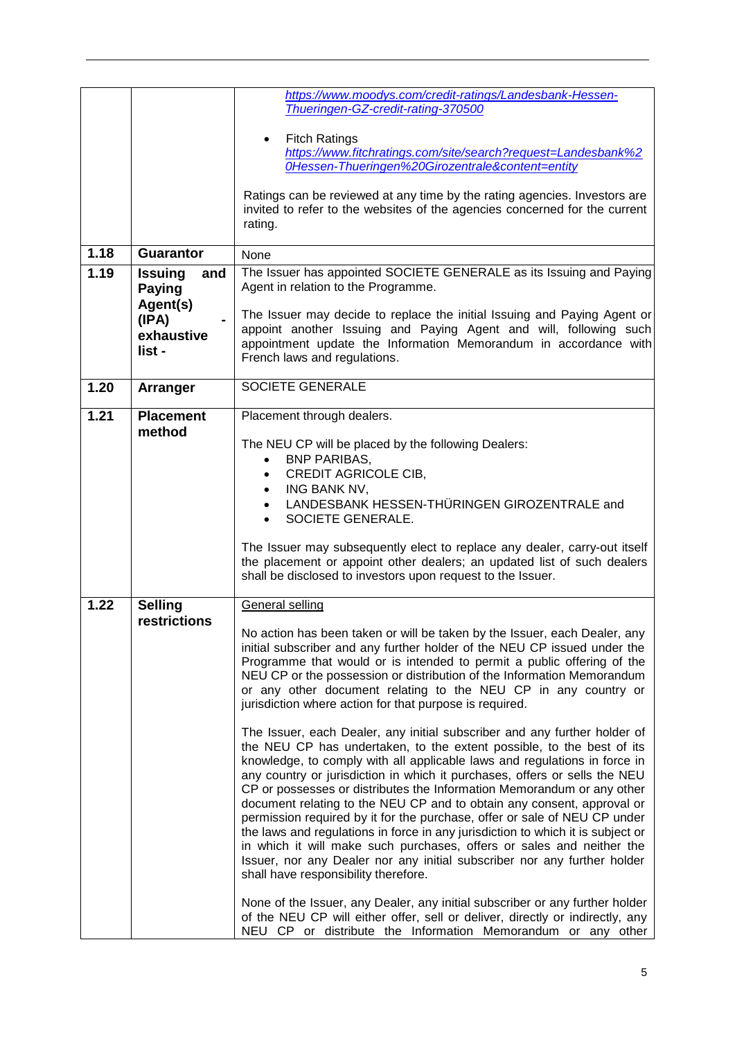| | | |
|---|---|---|
| | | https://www.moodys.com/credit-ratings/Landesbank-Hessen-Thueringen-GZ-credit-rating-370500<br><br>• Fitch Ratings<br>https://www.fitchratings.com/site/search?request=Landesbank%20Hessen-Thueringen%20Girozentrale&content=entity<br><br>Ratings can be reviewed at any time by the rating agencies. Investors are invited to refer to the websites of the agencies concerned for the current rating. |
| **1.18** | **Guarantor** | None |
| **1.19** | **Issuing and Paying Agent(s) (IPA) - exhaustive list -** | The Issuer has appointed SOCIETE GENERALE as its Issuing and Paying Agent in relation to the Programme.<br><br>The Issuer may decide to replace the initial Issuing and Paying Agent or appoint another Issuing and Paying Agent and will, following such appointment update the Information Memorandum in accordance with French laws and regulations. |
| **1.20** | **Arranger** | SOCIETE GENERALE |
| **1.21** | **Placement method** | Placement through dealers.<br><br>The NEU CP will be placed by the following Dealers:<br>• BNP PARIBAS,<br>• CREDIT AGRICOLE CIB,<br>• ING BANK NV,<br>• LANDESBANK HESSEN-THÜRINGEN GIROZENTRALE and<br>• SOCIETE GENERALE.<br><br>The Issuer may subsequently elect to replace any dealer, carry-out itself the placement or appoint other dealers; an updated list of such dealers shall be disclosed to investors upon request to the Issuer. |
| **1.22** | **Selling restrictions** | General selling<br><br>No action has been taken or will be taken by the Issuer, each Dealer, any initial subscriber and any further holder of the NEU CP issued under the Programme that would or is intended to permit a public offering of the NEU CP or the possession or distribution of the Information Memorandum or any other document relating to the NEU CP in any country or jurisdiction where action for that purpose is required.<br><br>The Issuer, each Dealer, any initial subscriber and any further holder of the NEU CP has undertaken, to the extent possible, to the best of its knowledge, to comply with all applicable laws and regulations in force in any country or jurisdiction in which it purchases, offers or sells the NEU CP or possesses or distributes the Information Memorandum or any other document relating to the NEU CP and to obtain any consent, approval or permission required by it for the purchase, offer or sale of NEU CP under the laws and regulations in force in any jurisdiction to which it is subject or in which it will make such purchases, offers or sales and neither the Issuer, nor any Dealer nor any initial subscriber nor any further holder shall have responsibility therefore.<br><br>None of the Issuer, any Dealer, any initial subscriber or any further holder of the NEU CP will either offer, sell or deliver, directly or indirectly, any NEU CP or distribute the Information Memorandum or any other |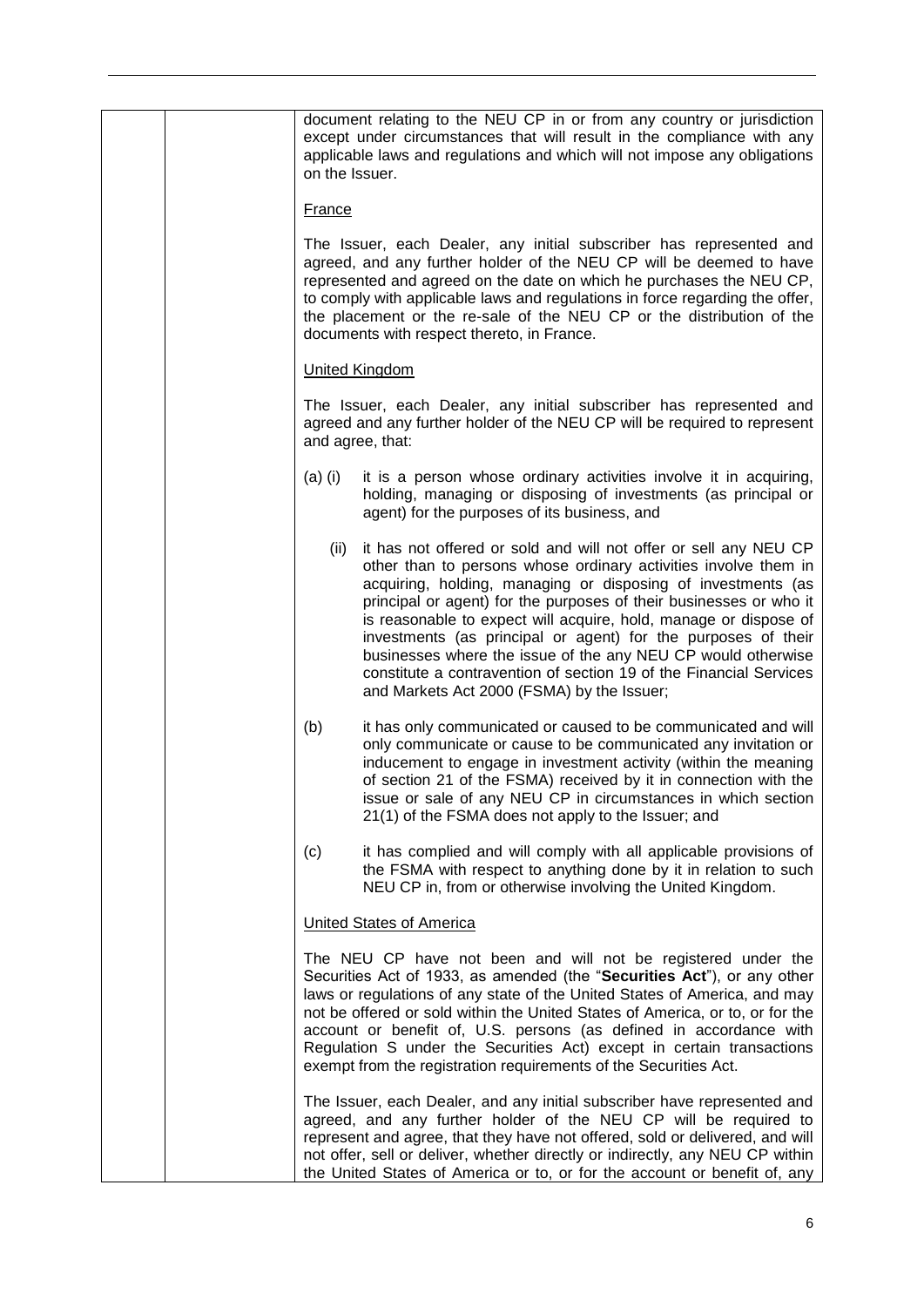document relating to the NEU CP in or from any country or jurisdiction except under circumstances that will result in the compliance with any applicable laws and regulations and which will not impose any obligations on the Issuer.

France

The Issuer, each Dealer, any initial subscriber has represented and agreed, and any further holder of the NEU CP will be deemed to have represented and agreed on the date on which he purchases the NEU CP, to comply with applicable laws and regulations in force regarding the offer, the placement or the re-sale of the NEU CP or the distribution of the documents with respect thereto, in France.

United Kingdom

The Issuer, each Dealer, any initial subscriber has represented and agreed and any further holder of the NEU CP will be required to represent and agree, that:

(a) (i) it is a person whose ordinary activities involve it in acquiring, holding, managing or disposing of investments (as principal or agent) for the purposes of its business, and

(ii) it has not offered or sold and will not offer or sell any NEU CP other than to persons whose ordinary activities involve them in acquiring, holding, managing or disposing of investments (as principal or agent) for the purposes of their businesses or who it is reasonable to expect will acquire, hold, manage or dispose of investments (as principal or agent) for the purposes of their businesses where the issue of the any NEU CP would otherwise constitute a contravention of section 19 of the Financial Services and Markets Act 2000 (FSMA) by the Issuer;

(b) it has only communicated or caused to be communicated and will only communicate or cause to be communicated any invitation or inducement to engage in investment activity (within the meaning of section 21 of the FSMA) received by it in connection with the issue or sale of any NEU CP in circumstances in which section 21(1) of the FSMA does not apply to the Issuer; and

(c) it has complied and will comply with all applicable provisions of the FSMA with respect to anything done by it in relation to such NEU CP in, from or otherwise involving the United Kingdom.

United States of America

The NEU CP have not been and will not be registered under the Securities Act of 1933, as amended (the "**Securities Act**"), or any other laws or regulations of any state of the United States of America, and may not be offered or sold within the United States of America, or to, or for the account or benefit of, U.S. persons (as defined in accordance with Regulation S under the Securities Act) except in certain transactions exempt from the registration requirements of the Securities Act.

The Issuer, each Dealer, and any initial subscriber have represented and agreed, and any further holder of the NEU CP will be required to represent and agree, that they have not offered, sold or delivered, and will not offer, sell or deliver, whether directly or indirectly, any NEU CP within the United States of America or to, or for the account or benefit of, any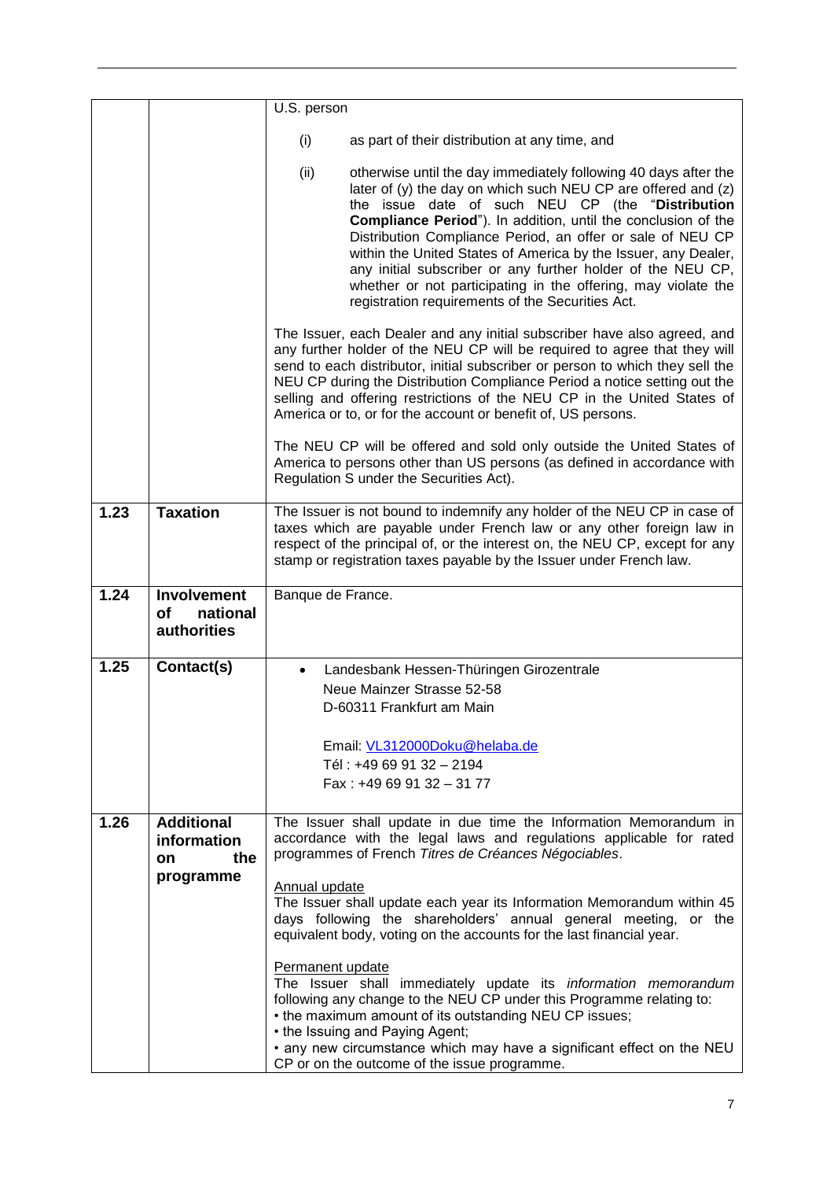| | | |
|---|---|---|
| | | U.S. person<br><br>(i) as part of their distribution at any time, and<br><br>(ii) otherwise until the day immediately following 40 days after the later of (y) the day on which such NEU CP are offered and (z) the issue date of such NEU CP (the "**Distribution Compliance Period**"). In addition, until the conclusion of the Distribution Compliance Period, an offer or sale of NEU CP within the United States of America by the Issuer, any Dealer, any initial subscriber or any further holder of the NEU CP, whether or not participating in the offering, may violate the registration requirements of the Securities Act.<br><br>The Issuer, each Dealer and any initial subscriber have also agreed, and any further holder of the NEU CP will be required to agree that they will send to each distributor, initial subscriber or person to which they sell the NEU CP during the Distribution Compliance Period a notice setting out the selling and offering restrictions of the NEU CP in the United States of America or to, or for the account or benefit of, US persons.<br><br>The NEU CP will be offered and sold only outside the United States of America to persons other than US persons (as defined in accordance with Regulation S under the Securities Act). |
| **1.23** | **Taxation** | The Issuer is not bound to indemnify any holder of the NEU CP in case of taxes which are payable under French law or any other foreign law in respect of the principal of, or the interest on, the NEU CP, except for any stamp or registration taxes payable by the Issuer under French law. |
| **1.24** | **Involvement of national authorities** | Banque de France. |
| **1.25** | **Contact(s)** | • Landesbank Hessen-Thüringen Girozentrale<br>Neue Mainzer Strasse 52-58<br>D-60311 Frankfurt am Main<br><br>Email: VL312000Doku@helaba.de<br>Tél : +49 69 91 32 – 2194<br>Fax : +49 69 91 32 – 31 77 |
| **1.26** | **Additional information on the programme** | The Issuer shall update in due time the Information Memorandum in accordance with the legal laws and regulations applicable for rated programmes of French *Titres de Créances Négociables*.<br><br><u>Annual update</u><br>The Issuer shall update each year its Information Memorandum within 45 days following the shareholders' annual general meeting, or the equivalent body, voting on the accounts for the last financial year.<br><br><u>Permanent update</u><br>The Issuer shall immediately update its *information memorandum* following any change to the NEU CP under this Programme relating to:<br>• the maximum amount of its outstanding NEU CP issues;<br>• the Issuing and Paying Agent;<br>• any new circumstance which may have a significant effect on the NEU CP or on the outcome of the issue programme. |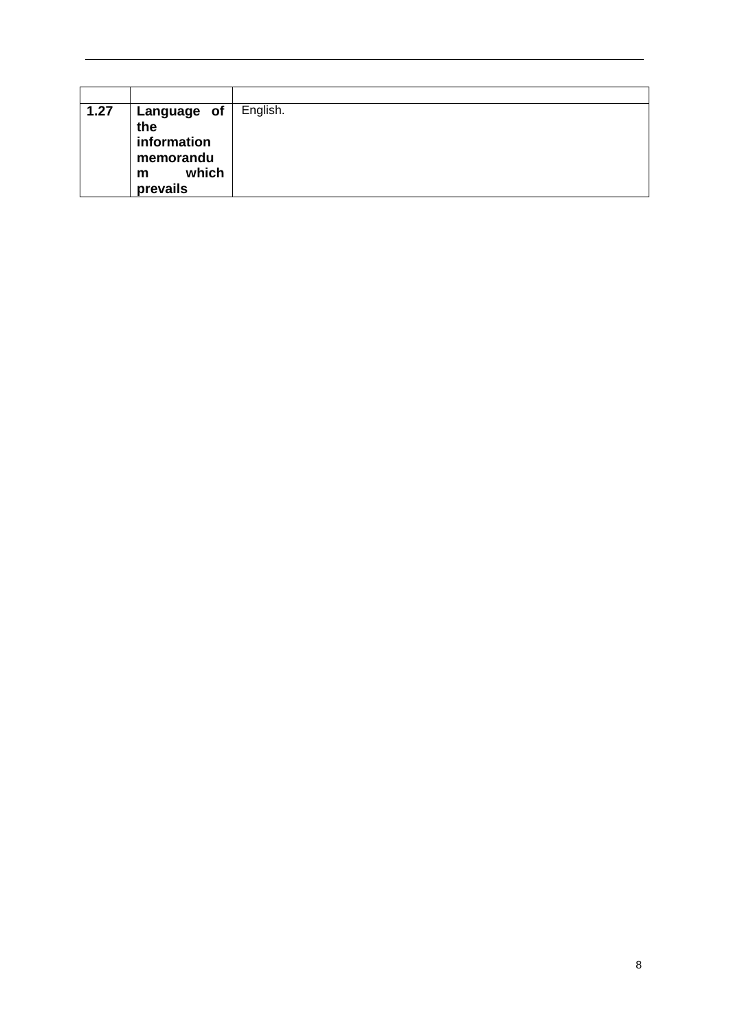| | | |
|---|---|---|
| **1.27** | **Language of the information memorandum which prevails** | English. |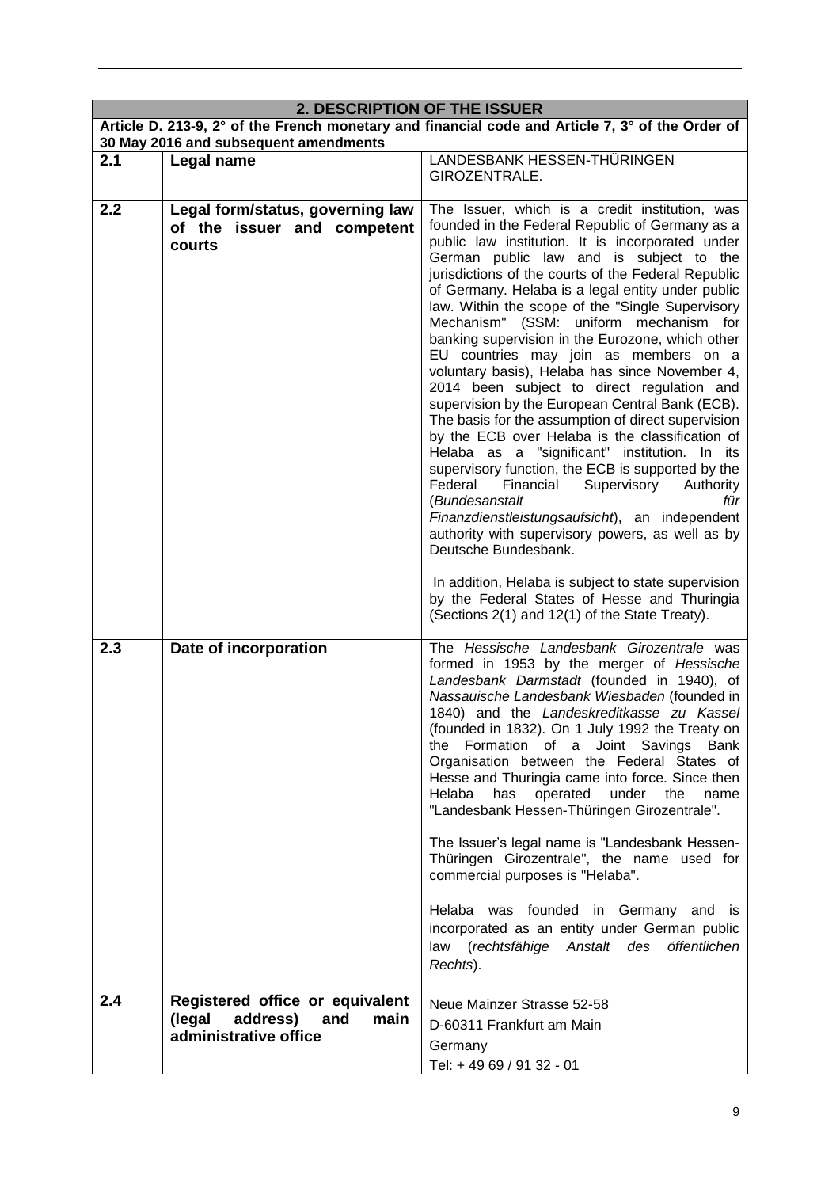| **2. DESCRIPTION OF THE ISSUER** | | |
|---|---|---|
| **Article D. 213-9, 2° of the French monetary and financial code and Article 7, 3° of the Order of 30 May 2016 and subsequent amendments** | | |
| **2.1** | **Legal name** | LANDESBANK HESSEN-THÜRINGEN GIROZENTRALE. |
| **2.2** | **Legal form/status, governing law of the issuer and competent courts** | The Issuer, which is a credit institution, was founded in the Federal Republic of Germany as a public law institution. It is incorporated under German public law and is subject to the jurisdictions of the courts of the Federal Republic of Germany. Helaba is a legal entity under public law. Within the scope of the "Single Supervisory Mechanism" (SSM: uniform mechanism for banking supervision in the Eurozone, which other EU countries may join as members on a voluntary basis), Helaba has since November 4, 2014 been subject to direct regulation and supervision by the European Central Bank (ECB). The basis for the assumption of direct supervision by the ECB over Helaba is the classification of Helaba as a "significant" institution. In its supervisory function, the ECB is supported by the Federal Financial Supervisory Authority (*Bundesanstalt für Finanzdienstleistungsaufsicht*), an independent authority with supervisory powers, as well as by Deutsche Bundesbank.<br><br>In addition, Helaba is subject to state supervision by the Federal States of Hesse and Thuringia (Sections 2(1) and 12(1) of the State Treaty). |
| **2.3** | **Date of incorporation** | The *Hessische Landesbank Girozentrale* was formed in 1953 by the merger of *Hessische Landesbank Darmstadt* (founded in 1940), of *Nassauische Landesbank Wiesbaden* (founded in 1840) and the *Landeskreditkasse zu Kassel* (founded in 1832). On 1 July 1992 the Treaty on the Formation of a Joint Savings Bank Organisation between the Federal States of Hesse and Thuringia came into force. Since then Helaba has operated under the name "Landesbank Hessen-Thüringen Girozentrale".<br><br>The Issuer's legal name is "Landesbank Hessen-Thüringen Girozentrale", the name used for commercial purposes is "Helaba".<br><br>Helaba was founded in Germany and is incorporated as an entity under German public law (*rechtsfähige Anstalt des öffentlichen Rechts*). |
| **2.4** | **Registered office or equivalent (legal address) and main administrative office** | Neue Mainzer Strasse 52-58<br>D-60311 Frankfurt am Main<br>Germany<br>Tel: + 49 69 / 91 32 - 01 |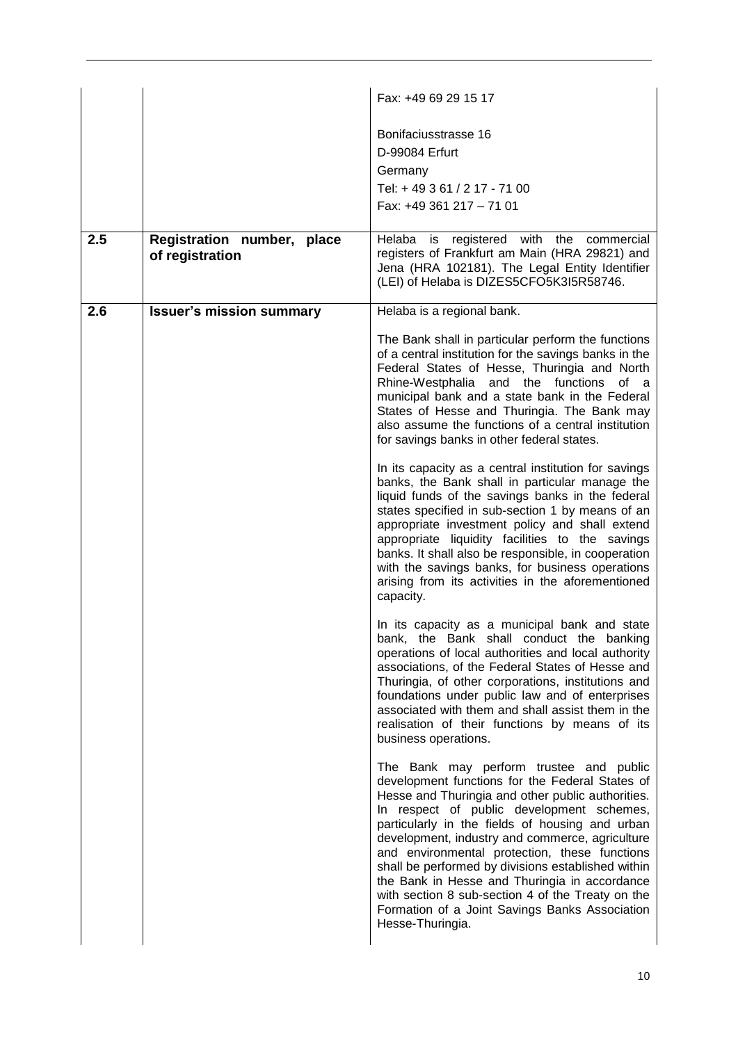| | | |
|---|---|---|
| | | Fax: +49 69 29 15 17<br><br>Bonifaciusstrasse 16<br>D-99084 Erfurt<br>Germany<br>Tel: + 49 3 61 / 2 17 - 71 00<br>Fax: +49 361 217 – 71 01 |
| **2.5** | **Registration number, place of registration** | Helaba is registered with the commercial registers of Frankfurt am Main (HRA 29821) and Jena (HRA 102181). The Legal Entity Identifier (LEI) of Helaba is DIZES5CFO5K3I5R58746. |
| **2.6** | **Issuer's mission summary** | Helaba is a regional bank.<br><br>The Bank shall in particular perform the functions of a central institution for the savings banks in the Federal States of Hesse, Thuringia and North Rhine-Westphalia and the functions of a municipal bank and a state bank in the Federal States of Hesse and Thuringia. The Bank may also assume the functions of a central institution for savings banks in other federal states.<br><br>In its capacity as a central institution for savings banks, the Bank shall in particular manage the liquid funds of the savings banks in the federal states specified in sub-section 1 by means of an appropriate investment policy and shall extend appropriate liquidity facilities to the savings banks. It shall also be responsible, in cooperation with the savings banks, for business operations arising from its activities in the aforementioned capacity.<br><br>In its capacity as a municipal bank and state bank, the Bank shall conduct the banking operations of local authorities and local authority associations, of the Federal States of Hesse and Thuringia, of other corporations, institutions and foundations under public law and of enterprises associated with them and shall assist them in the realisation of their functions by means of its business operations.<br><br>The Bank may perform trustee and public development functions for the Federal States of Hesse and Thuringia and other public authorities. In respect of public development schemes, particularly in the fields of housing and urban development, industry and commerce, agriculture and environmental protection, these functions shall be performed by divisions established within the Bank in Hesse and Thuringia in accordance with section 8 sub-section 4 of the Treaty on the Formation of a Joint Savings Banks Association Hesse-Thuringia. |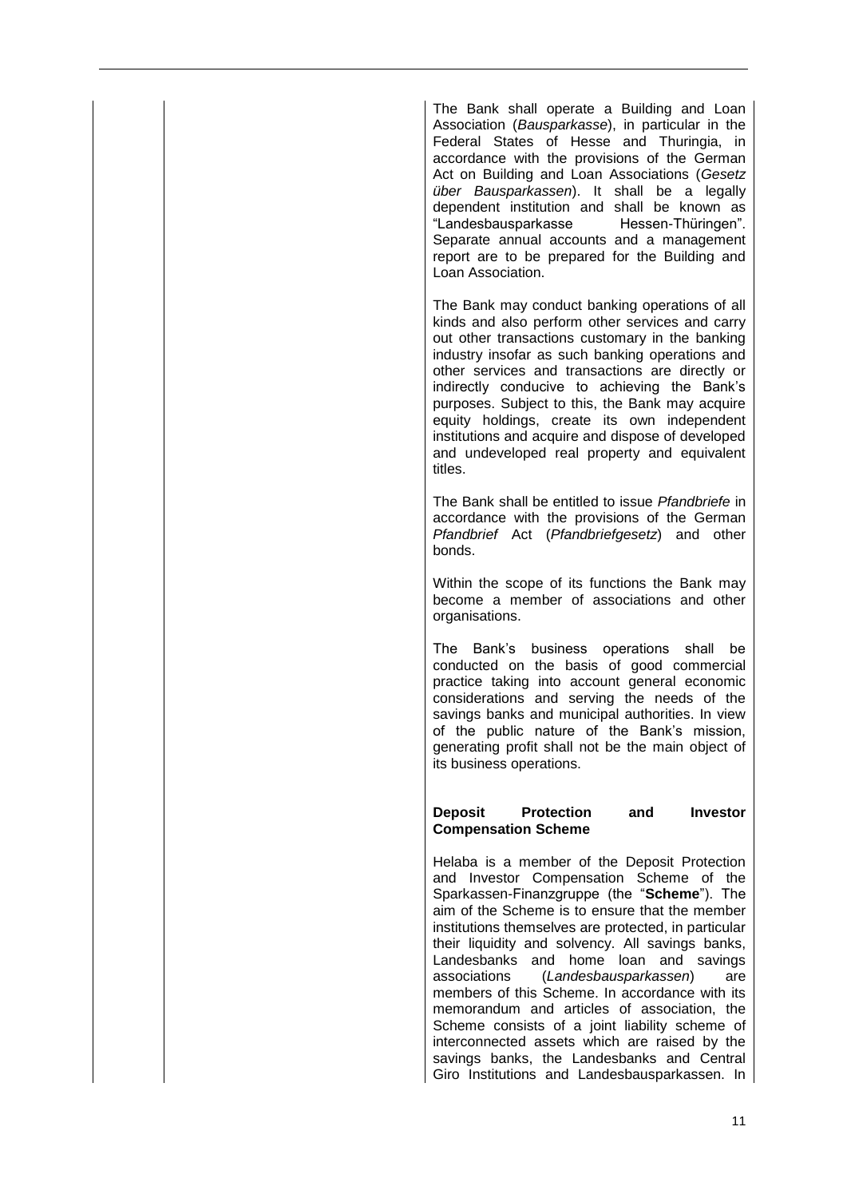The Bank shall operate a Building and Loan Association (*Bausparkasse*), in particular in the Federal States of Hesse and Thuringia, in accordance with the provisions of the German Act on Building and Loan Associations (*Gesetz über Bausparkassen*). It shall be a legally dependent institution and shall be known as "Landesbausparkasse Hessen-Thüringen". Separate annual accounts and a management report are to be prepared for the Building and Loan Association.

The Bank may conduct banking operations of all kinds and also perform other services and carry out other transactions customary in the banking industry insofar as such banking operations and other services and transactions are directly or indirectly conducive to achieving the Bank's purposes. Subject to this, the Bank may acquire equity holdings, create its own independent institutions and acquire and dispose of developed and undeveloped real property and equivalent titles.

The Bank shall be entitled to issue *Pfandbriefe* in accordance with the provisions of the German *Pfandbrief* Act (*Pfandbriefgesetz*) and other bonds.

Within the scope of its functions the Bank may become a member of associations and other organisations.

The Bank's business operations shall be conducted on the basis of good commercial practice taking into account general economic considerations and serving the needs of the savings banks and municipal authorities. In view of the public nature of the Bank's mission, generating profit shall not be the main object of its business operations.

**Deposit Protection and Investor Compensation Scheme**

Helaba is a member of the Deposit Protection and Investor Compensation Scheme of the Sparkassen-Finanzgruppe (the "**Scheme**"). The aim of the Scheme is to ensure that the member institutions themselves are protected, in particular their liquidity and solvency. All savings banks, Landesbanks and home loan and savings associations (*Landesbausparkassen*) are members of this Scheme. In accordance with its memorandum and articles of association, the Scheme consists of a joint liability scheme of interconnected assets which are raised by the savings banks, the Landesbanks and Central Giro Institutions and Landesbausparkassen. In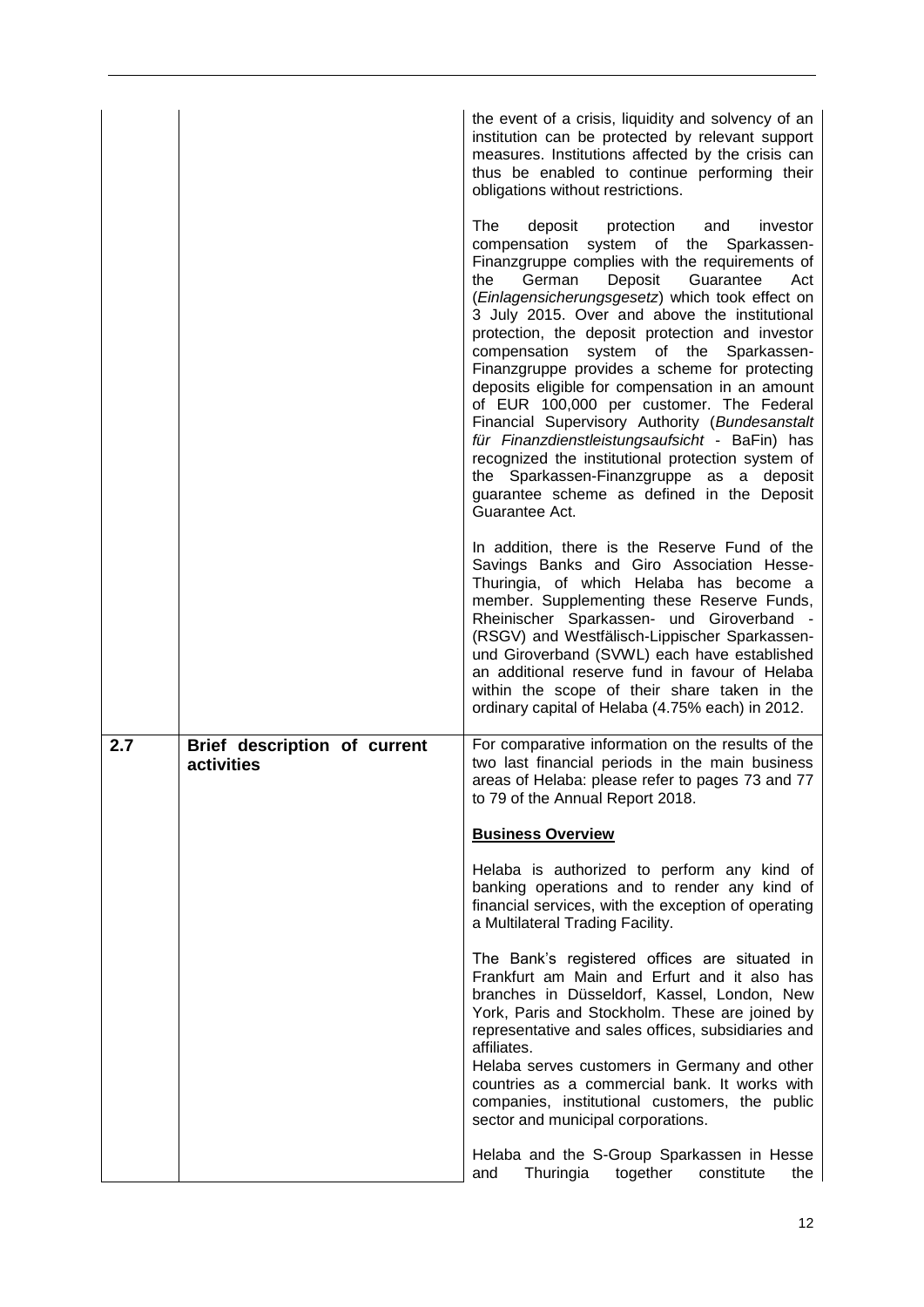| | | |
|---|---|---|
| | | the event of a crisis, liquidity and solvency of an institution can be protected by relevant support measures. Institutions affected by the crisis can thus be enabled to continue performing their obligations without restrictions.<br><br>The deposit protection and investor compensation system of the Sparkassen-Finanzgruppe complies with the requirements of the German Deposit Guarantee Act (*Einlagensicherungsgesetz*) which took effect on 3 July 2015. Over and above the institutional protection, the deposit protection and investor compensation system of the Sparkassen-Finanzgruppe provides a scheme for protecting deposits eligible for compensation in an amount of EUR 100,000 per customer. The Federal Financial Supervisory Authority (*Bundesanstalt für Finanzdienstleistungsaufsicht* - BaFin) has recognized the institutional protection system of the Sparkassen-Finanzgruppe as a deposit guarantee scheme as defined in the Deposit Guarantee Act.<br><br>In addition, there is the Reserve Fund of the Savings Banks and Giro Association Hesse-Thuringia, of which Helaba has become a member. Supplementing these Reserve Funds, Rheinischer Sparkassen- und Giroverband - (RSGV) and Westfälisch-Lippischer Sparkassen- und Giroverband (SVWL) each have established an additional reserve fund in favour of Helaba within the scope of their share taken in the ordinary capital of Helaba (4.75% each) in 2012. |
| **2.7** | **Brief description of current activities** | For comparative information on the results of the two last financial periods in the main business areas of Helaba: please refer to pages 73 and 77 to 79 of the Annual Report 2018.<br><br>**Business Overview**<br><br>Helaba is authorized to perform any kind of banking operations and to render any kind of financial services, with the exception of operating a Multilateral Trading Facility.<br><br>The Bank's registered offices are situated in Frankfurt am Main and Erfurt and it also has branches in Düsseldorf, Kassel, London, New York, Paris and Stockholm. These are joined by representative and sales offices, subsidiaries and affiliates.<br>Helaba serves customers in Germany and other countries as a commercial bank. It works with companies, institutional customers, the public sector and municipal corporations.<br><br>Helaba and the S-Group Sparkassen in Hesse and Thuringia together constitute the |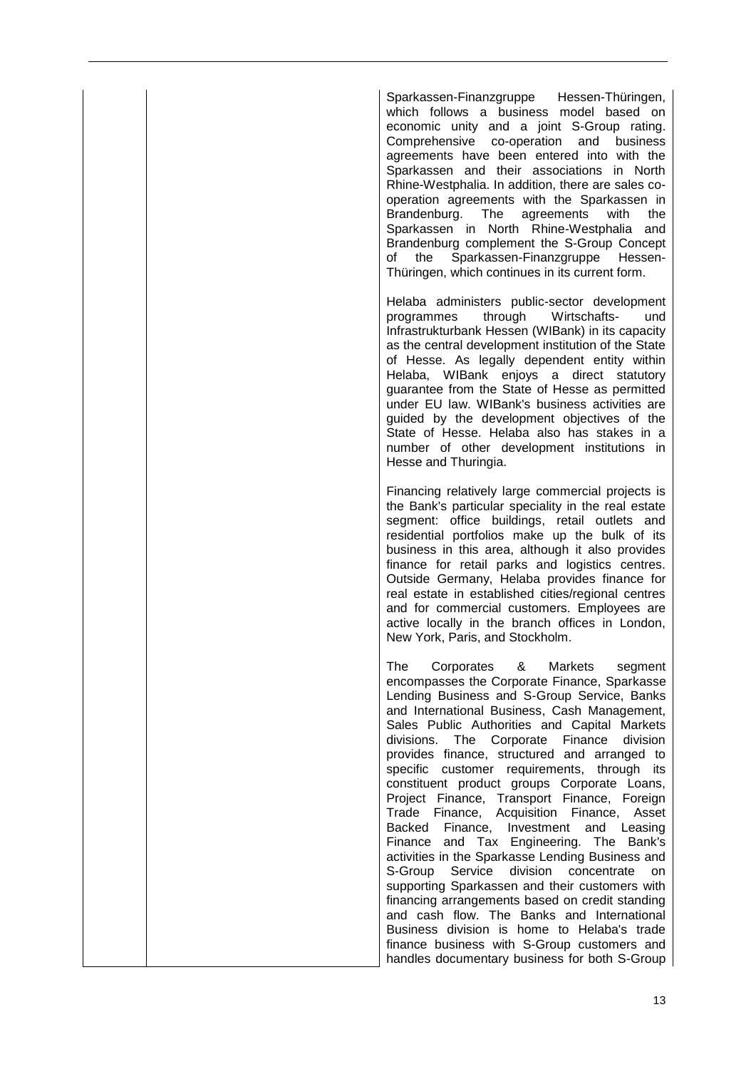| | | Sparkassen-Finanzgruppe Hessen-Thüringen, which follows a business model based on economic unity and a joint S-Group rating. Comprehensive co-operation and business agreements have been entered into with the Sparkassen and their associations in North Rhine-Westphalia. In addition, there are sales co-operation agreements with the Sparkassen in Brandenburg. The agreements with the Sparkassen in North Rhine-Westphalia and Brandenburg complement the S-Group Concept of the Sparkassen-Finanzgruppe Hessen-Thüringen, which continues in its current form.<br><br>Helaba administers public-sector development programmes through Wirtschafts- und Infrastrukturbank Hessen (WIBank) in its capacity as the central development institution of the State of Hesse. As legally dependent entity within Helaba, WIBank enjoys a direct statutory guarantee from the State of Hesse as permitted under EU law. WIBank's business activities are guided by the development objectives of the State of Hesse. Helaba also has stakes in a number of other development institutions in Hesse and Thuringia.<br><br>Financing relatively large commercial projects is the Bank's particular speciality in the real estate segment: office buildings, retail outlets and residential portfolios make up the bulk of its business in this area, although it also provides finance for retail parks and logistics centres. Outside Germany, Helaba provides finance for real estate in established cities/regional centres and for commercial customers. Employees are active locally in the branch offices in London, New York, Paris, and Stockholm.<br><br>The Corporates & Markets segment encompasses the Corporate Finance, Sparkasse Lending Business and S-Group Service, Banks and International Business, Cash Management, Sales Public Authorities and Capital Markets divisions. The Corporate Finance division provides finance, structured and arranged to specific customer requirements, through its constituent product groups Corporate Loans, Project Finance, Transport Finance, Foreign Trade Finance, Acquisition Finance, Asset Backed Finance, Investment and Leasing Finance and Tax Engineering. The Bank's activities in the Sparkasse Lending Business and S-Group Service division concentrate on supporting Sparkassen and their customers with financing arrangements based on credit standing and cash flow. The Banks and International Business division is home to Helaba's trade finance business with S-Group customers and handles documentary business for both S-Group |
|---|---|---|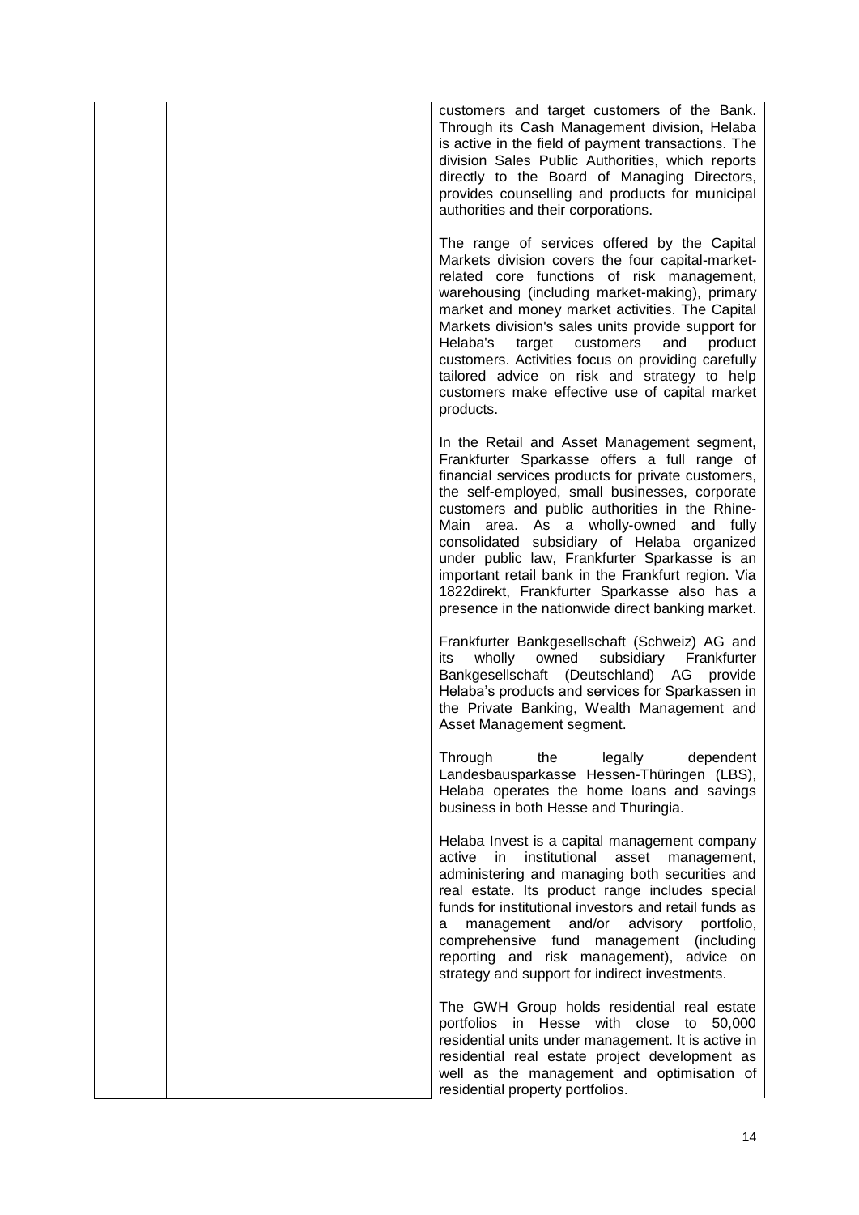customers and target customers of the Bank. Through its Cash Management division, Helaba is active in the field of payment transactions. The division Sales Public Authorities, which reports directly to the Board of Managing Directors, provides counselling and products for municipal authorities and their corporations.

The range of services offered by the Capital Markets division covers the four capital-market-related core functions of risk management, warehousing (including market-making), primary market and money market activities. The Capital Markets division's sales units provide support for Helaba's target customers and product customers. Activities focus on providing carefully tailored advice on risk and strategy to help customers make effective use of capital market products.

In the Retail and Asset Management segment, Frankfurter Sparkasse offers a full range of financial services products for private customers, the self-employed, small businesses, corporate customers and public authorities in the Rhine-Main area. As a wholly-owned and fully consolidated subsidiary of Helaba organized under public law, Frankfurter Sparkasse is an important retail bank in the Frankfurt region. Via 1822direkt, Frankfurter Sparkasse also has a presence in the nationwide direct banking market.

Frankfurter Bankgesellschaft (Schweiz) AG and its wholly owned subsidiary Frankfurter Bankgesellschaft (Deutschland) AG provide Helaba's products and services for Sparkassen in the Private Banking, Wealth Management and Asset Management segment.

Through the legally dependent Landesbausparkasse Hessen-Thüringen (LBS), Helaba operates the home loans and savings business in both Hesse and Thuringia.

Helaba Invest is a capital management company active in institutional asset management, administering and managing both securities and real estate. Its product range includes special funds for institutional investors and retail funds as a management and/or advisory portfolio, comprehensive fund management (including reporting and risk management), advice on strategy and support for indirect investments.

The GWH Group holds residential real estate portfolios in Hesse with close to 50,000 residential units under management. It is active in residential real estate project development as well as the management and optimisation of residential property portfolios.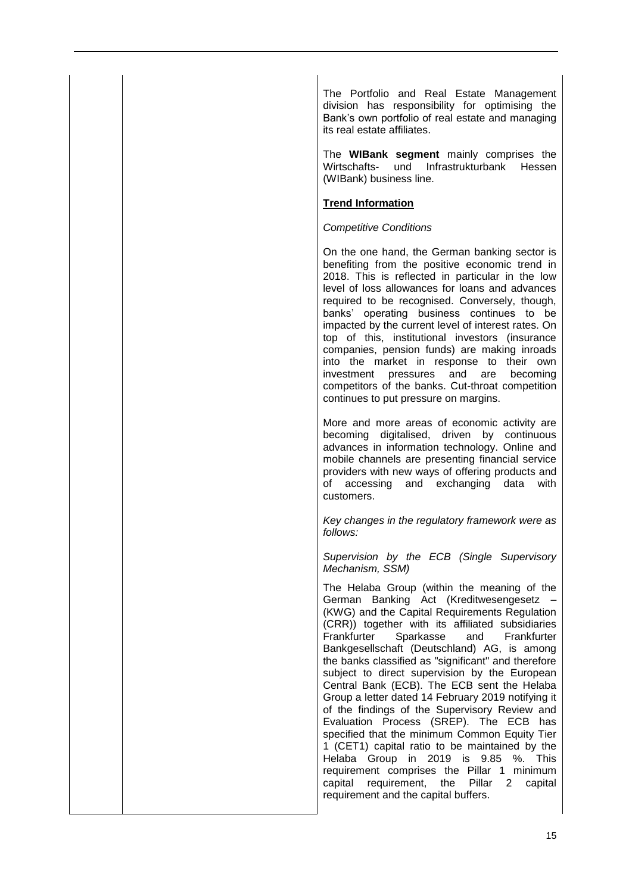The Portfolio and Real Estate Management division has responsibility for optimising the Bank's own portfolio of real estate and managing its real estate affiliates.

The **WIBank segment** mainly comprises the Wirtschafts- und Infrastrukturbank Hessen (WIBank) business line.

**Trend Information**

*Competitive Conditions*

On the one hand, the German banking sector is benefiting from the positive economic trend in 2018. This is reflected in particular in the low level of loss allowances for loans and advances required to be recognised. Conversely, though, banks' operating business continues to be impacted by the current level of interest rates. On top of this, institutional investors (insurance companies, pension funds) are making inroads into the market in response to their own investment pressures and are becoming competitors of the banks. Cut-throat competition continues to put pressure on margins.

More and more areas of economic activity are becoming digitalised, driven by continuous advances in information technology. Online and mobile channels are presenting financial service providers with new ways of offering products and of accessing and exchanging data with customers.

*Key changes in the regulatory framework were as follows:*

*Supervision by the ECB (Single Supervisory Mechanism, SSM)*

The Helaba Group (within the meaning of the German Banking Act (Kreditwesengesetz – (KWG) and the Capital Requirements Regulation (CRR)) together with its affiliated subsidiaries Frankfurter Sparkasse and Frankfurter Bankgesellschaft (Deutschland) AG, is among the banks classified as "significant" and therefore subject to direct supervision by the European Central Bank (ECB). The ECB sent the Helaba Group a letter dated 14 February 2019 notifying it of the findings of the Supervisory Review and Evaluation Process (SREP). The ECB has specified that the minimum Common Equity Tier 1 (CET1) capital ratio to be maintained by the Helaba Group in 2019 is 9.85 %. This requirement comprises the Pillar 1 minimum capital requirement, the Pillar 2 capital requirement and the capital buffers.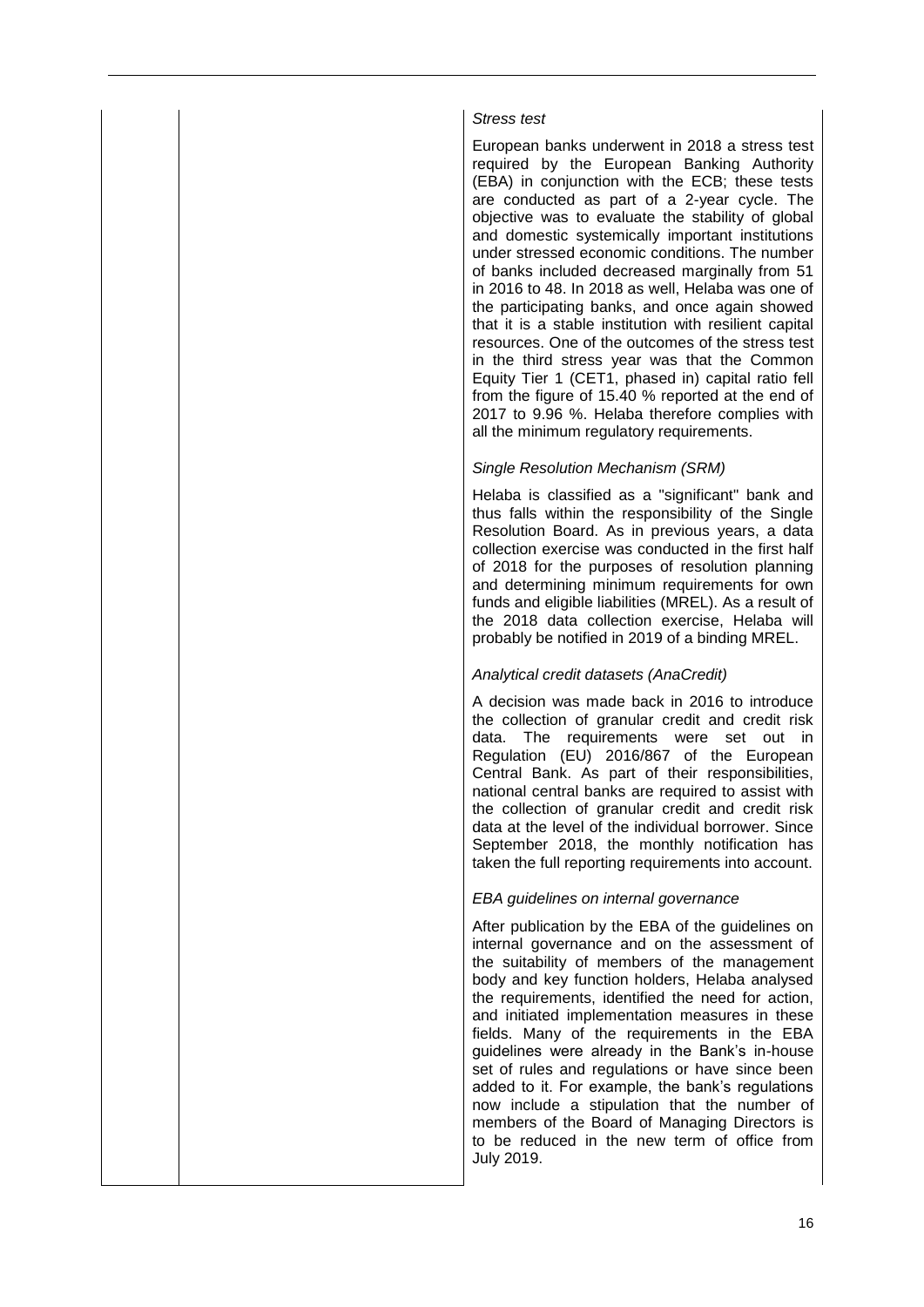*Stress test*

European banks underwent in 2018 a stress test required by the European Banking Authority (EBA) in conjunction with the ECB; these tests are conducted as part of a 2-year cycle. The objective was to evaluate the stability of global and domestic systemically important institutions under stressed economic conditions. The number of banks included decreased marginally from 51 in 2016 to 48. In 2018 as well, Helaba was one of the participating banks, and once again showed that it is a stable institution with resilient capital resources. One of the outcomes of the stress test in the third stress year was that the Common Equity Tier 1 (CET1, phased in) capital ratio fell from the figure of 15.40 % reported at the end of 2017 to 9.96 %. Helaba therefore complies with all the minimum regulatory requirements.

*Single Resolution Mechanism (SRM)*

Helaba is classified as a "significant" bank and thus falls within the responsibility of the Single Resolution Board. As in previous years, a data collection exercise was conducted in the first half of 2018 for the purposes of resolution planning and determining minimum requirements for own funds and eligible liabilities (MREL). As a result of the 2018 data collection exercise, Helaba will probably be notified in 2019 of a binding MREL.

*Analytical credit datasets (AnaCredit)*

A decision was made back in 2016 to introduce the collection of granular credit and credit risk data. The requirements were set out in Regulation (EU) 2016/867 of the European Central Bank. As part of their responsibilities, national central banks are required to assist with the collection of granular credit and credit risk data at the level of the individual borrower. Since September 2018, the monthly notification has taken the full reporting requirements into account.

*EBA guidelines on internal governance*

After publication by the EBA of the guidelines on internal governance and on the assessment of the suitability of members of the management body and key function holders, Helaba analysed the requirements, identified the need for action, and initiated implementation measures in these fields. Many of the requirements in the EBA guidelines were already in the Bank's in-house set of rules and regulations or have since been added to it. For example, the bank's regulations now include a stipulation that the number of members of the Board of Managing Directors is to be reduced in the new term of office from July 2019.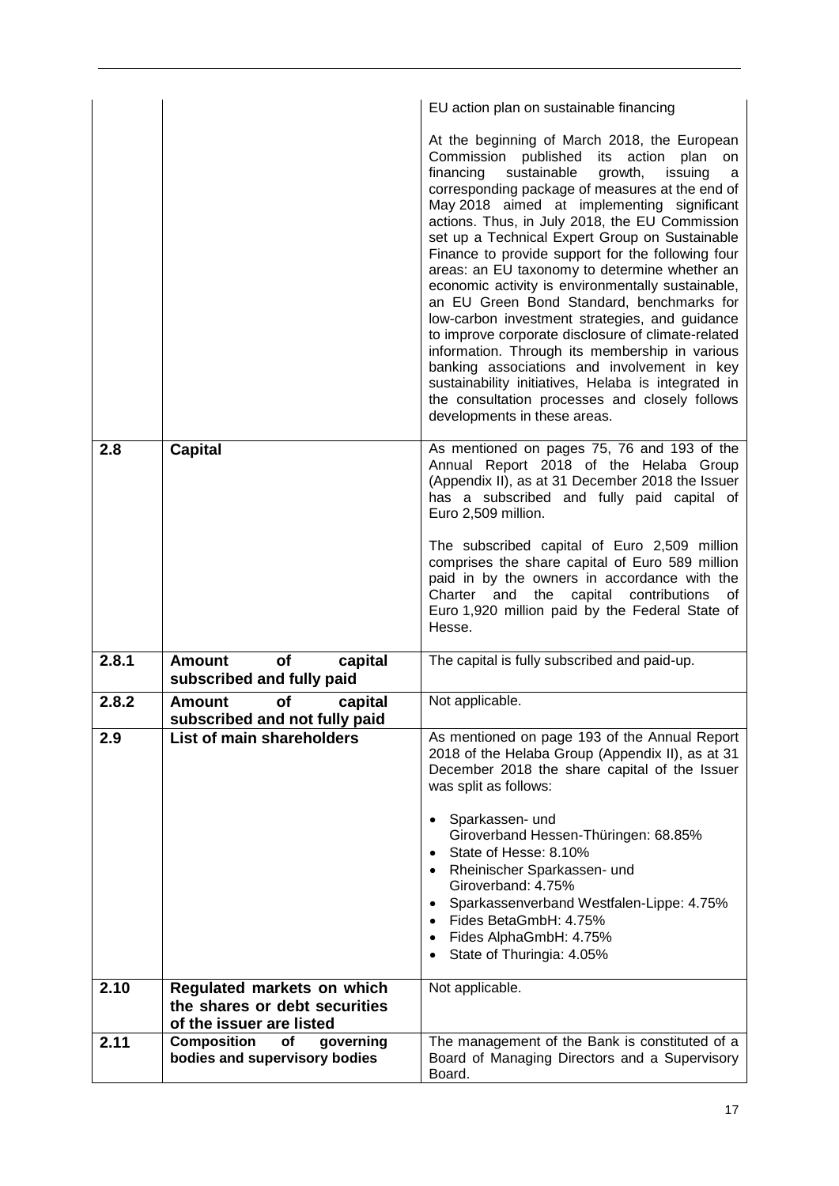| | | |
|---|---|---|
| | | EU action plan on sustainable financing<br><br>At the beginning of March 2018, the European Commission published its action plan on financing sustainable growth, issuing a corresponding package of measures at the end of May 2018 aimed at implementing significant actions. Thus, in July 2018, the EU Commission set up a Technical Expert Group on Sustainable Finance to provide support for the following four areas: an EU taxonomy to determine whether an economic activity is environmentally sustainable, an EU Green Bond Standard, benchmarks for low-carbon investment strategies, and guidance to improve corporate disclosure of climate-related information. Through its membership in various banking associations and involvement in key sustainability initiatives, Helaba is integrated in the consultation processes and closely follows developments in these areas. |
| **2.8** | **Capital** | As mentioned on pages 75, 76 and 193 of the Annual Report 2018 of the Helaba Group (Appendix II), as at 31 December 2018 the Issuer has a subscribed and fully paid capital of Euro 2,509 million.<br><br>The subscribed capital of Euro 2,509 million comprises the share capital of Euro 589 million paid in by the owners in accordance with the Charter and the capital contributions of Euro 1,920 million paid by the Federal State of Hesse. |
| **2.8.1** | **Amount of capital subscribed and fully paid** | The capital is fully subscribed and paid-up. |
| **2.8.2** | **Amount of capital subscribed and not fully paid** | Not applicable. |
| **2.9** | **List of main shareholders** | As mentioned on page 193 of the Annual Report 2018 of the Helaba Group (Appendix II), as at 31 December 2018 the share capital of the Issuer was split as follows:<br><br>• Sparkassen- und Giroverband Hessen-Thüringen: 68.85%<br>• State of Hesse: 8.10%<br>• Rheinischer Sparkassen- und Giroverband: 4.75%<br>• Sparkassenverband Westfalen-Lippe: 4.75%<br>• Fides BetaGmbH: 4.75%<br>• Fides AlphaGmbH: 4.75%<br>• State of Thuringia: 4.05% |
| **2.10** | **Regulated markets on which the shares or debt securities of the issuer are listed** | Not applicable. |
| **2.11** | **Composition of governing bodies and supervisory bodies** | The management of the Bank is constituted of a Board of Managing Directors and a Supervisory Board. |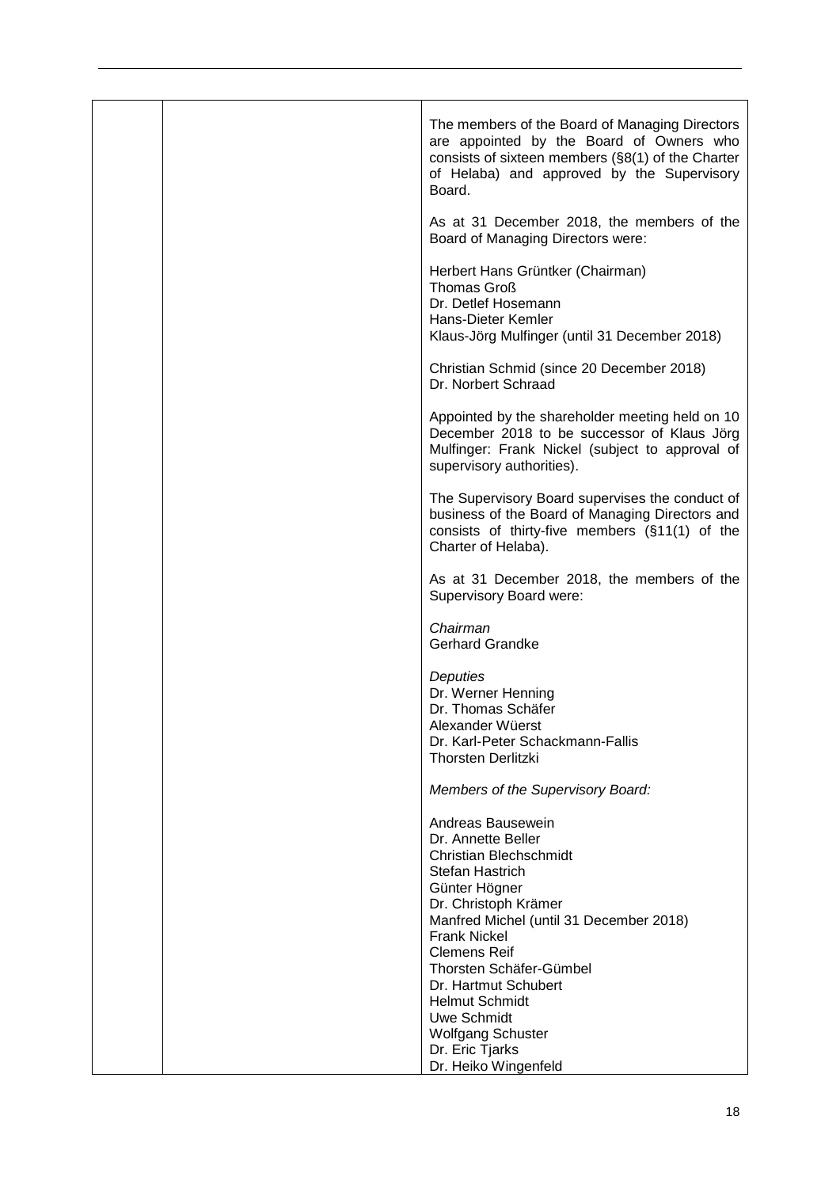| | | The members of the Board of Managing Directors are appointed by the Board of Owners who consists of sixteen members (§8(1) of the Charter of Helaba) and approved by the Supervisory Board.<br><br>As at 31 December 2018, the members of the Board of Managing Directors were:<br><br>Herbert Hans Grüntker (Chairman)<br>Thomas Groß<br>Dr. Detlef Hosemann<br>Hans-Dieter Kemler<br>Klaus-Jörg Mulfinger (until 31 December 2018)<br><br>Christian Schmid (since 20 December 2018)<br>Dr. Norbert Schraad<br><br>Appointed by the shareholder meeting held on 10 December 2018 to be successor of Klaus Jörg Mulfinger: Frank Nickel (subject to approval of supervisory authorities).<br><br>The Supervisory Board supervises the conduct of business of the Board of Managing Directors and consists of thirty-five members (§11(1) of the Charter of Helaba).<br><br>As at 31 December 2018, the members of the Supervisory Board were:<br><br>*Chairman*<br>Gerhard Grandke<br><br>*Deputies*<br>Dr. Werner Henning<br>Dr. Thomas Schäfer<br>Alexander Wüerst<br>Dr. Karl-Peter Schackmann-Fallis<br>Thorsten Derlitzki<br><br>*Members of the Supervisory Board:*<br><br>Andreas Bausewein<br>Dr. Annette Beller<br>Christian Blechschmidt<br>Stefan Hastrich<br>Günter Högner<br>Dr. Christoph Krämer<br>Manfred Michel (until 31 December 2018)<br>Frank Nickel<br>Clemens Reif<br>Thorsten Schäfer-Gümbel<br>Dr. Hartmut Schubert<br>Helmut Schmidt<br>Uwe Schmidt<br>Wolfgang Schuster<br>Dr. Eric Tjarks<br>Dr. Heiko Wingenfeld |
|---|---|---|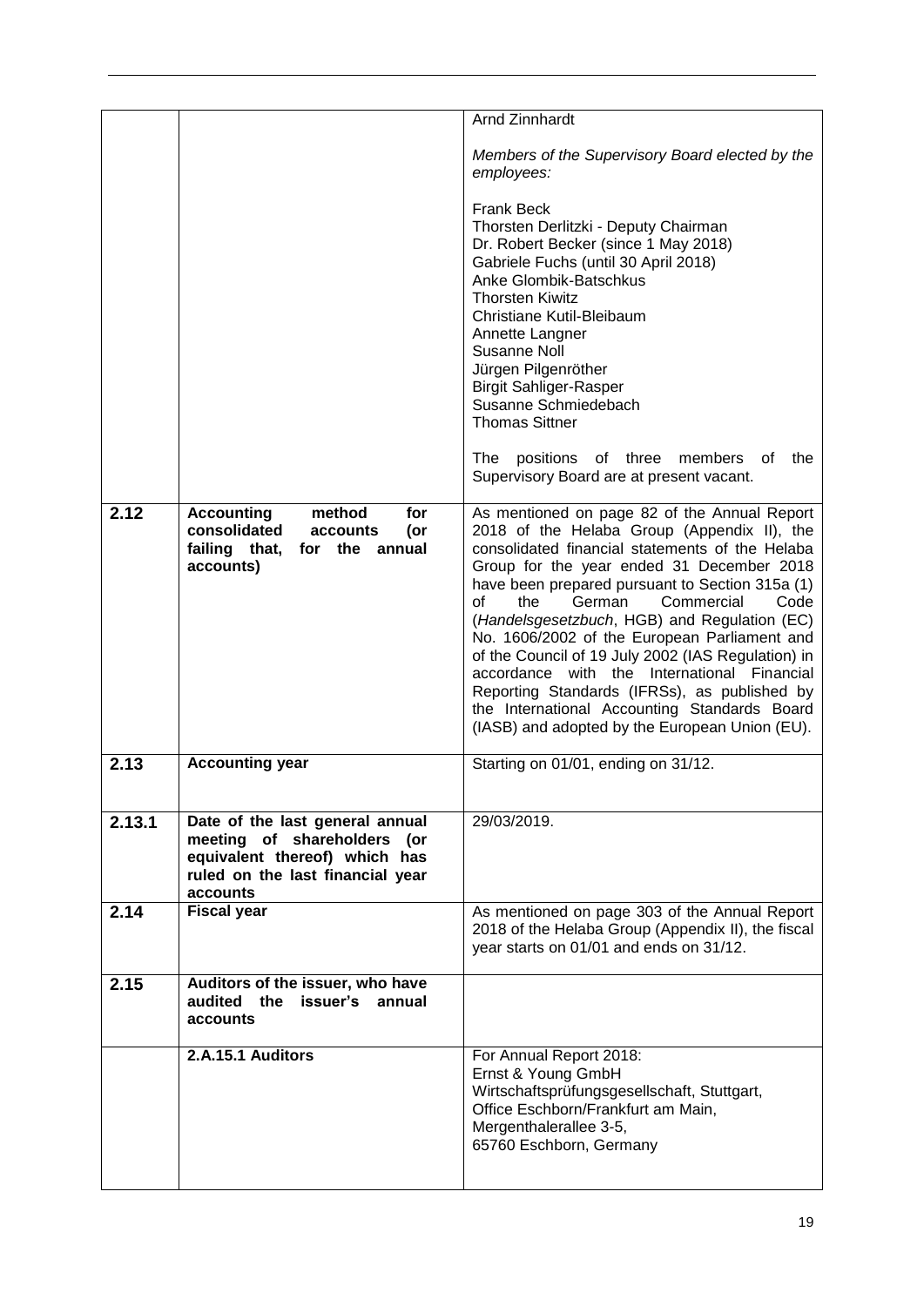| | | |
|---|---|---|
| | | Arnd Zinnhardt<br><br>*Members of the Supervisory Board elected by the employees:*<br><br>Frank Beck<br>Thorsten Derlitzki - Deputy Chairman<br>Dr. Robert Becker (since 1 May 2018)<br>Gabriele Fuchs (until 30 April 2018)<br>Anke Glombik-Batschkus<br>Thorsten Kiwitz<br>Christiane Kutil-Bleibaum<br>Annette Langner<br>Susanne Noll<br>Jürgen Pilgenröther<br>Birgit Sahliger-Rasper<br>Susanne Schmiedebach<br>Thomas Sittner<br><br>The positions of three members of the Supervisory Board are at present vacant. |
| **2.12** | **Accounting method for consolidated accounts (or failing that, for the annual accounts)** | As mentioned on page 82 of the Annual Report 2018 of the Helaba Group (Appendix II), the consolidated financial statements of the Helaba Group for the year ended 31 December 2018 have been prepared pursuant to Section 315a (1) of the German Commercial Code (*Handelsgesetzbuch*, HGB) and Regulation (EC) No. 1606/2002 of the European Parliament and of the Council of 19 July 2002 (IAS Regulation) in accordance with the International Financial Reporting Standards (IFRSs), as published by the International Accounting Standards Board (IASB) and adopted by the European Union (EU). |
| **2.13** | **Accounting year** | Starting on 01/01, ending on 31/12. |
| **2.13.1** | **Date of the last general annual meeting of shareholders (or equivalent thereof) which has ruled on the last financial year accounts** | 29/03/2019. |
| **2.14** | **Fiscal year** | As mentioned on page 303 of the Annual Report 2018 of the Helaba Group (Appendix II), the fiscal year starts on 01/01 and ends on 31/12. |
| **2.15** | **Auditors of the issuer, who have audited the issuer's annual accounts** | |
| | **2.A.15.1 Auditors** | For Annual Report 2018:<br>Ernst & Young GmbH<br>Wirtschaftsprüfungsgesellschaft, Stuttgart,<br>Office Eschborn/Frankfurt am Main,<br>Mergenthalerallee 3-5,<br>65760 Eschborn, Germany |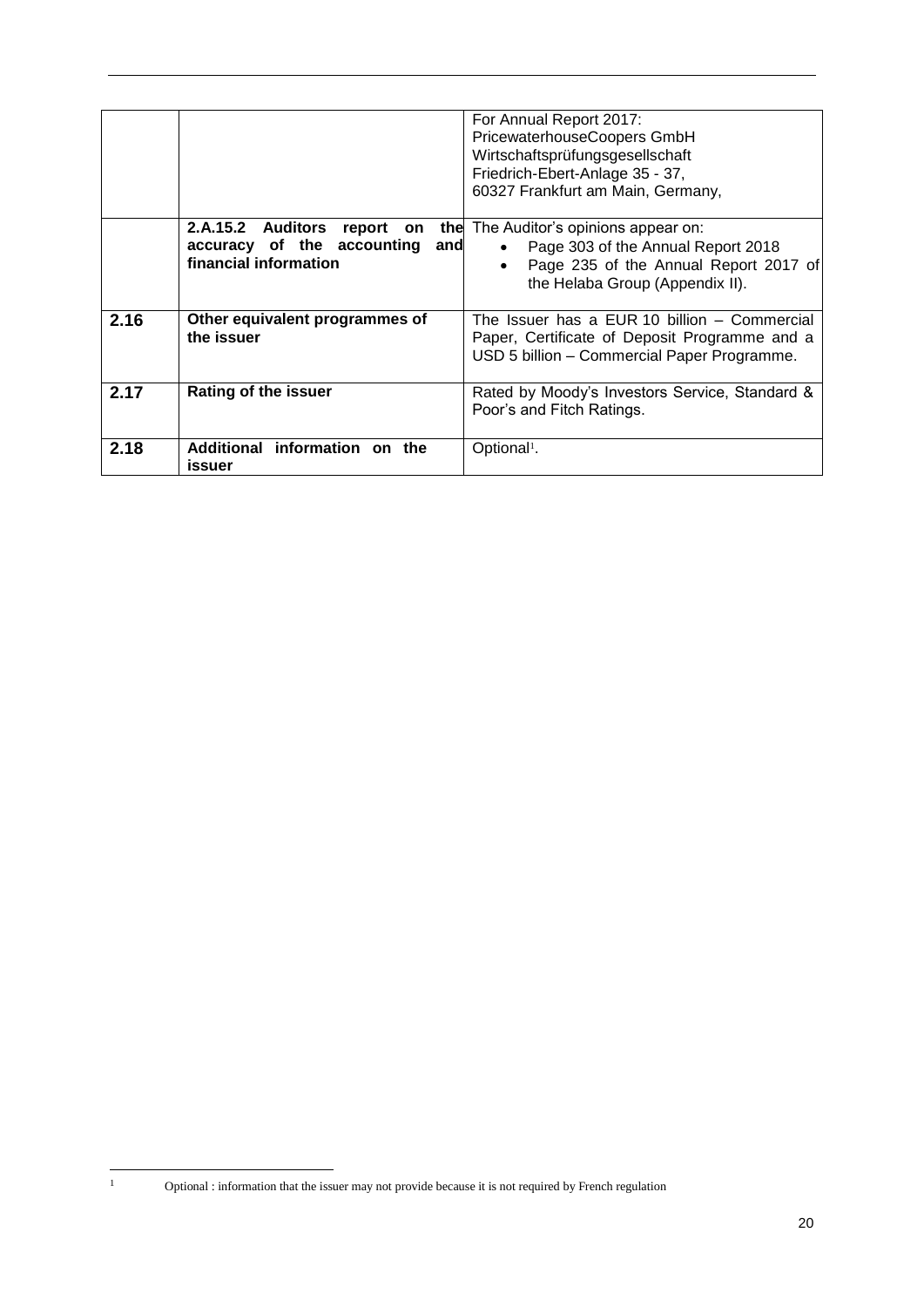|  |  |  |
|---|---|---|
|  |  | For Annual Report 2017:<br>PricewaterhouseCoopers GmbH<br>Wirtschaftsprüfungsgesellschaft<br>Friedrich-Ebert-Anlage 35 - 37,<br>60327 Frankfurt am Main, Germany, |
|  | **2.A.15.2 Auditors report on the accuracy of the accounting and financial information** | The Auditor's opinions appear on:<br>• Page 303 of the Annual Report 2018<br>• Page 235 of the Annual Report 2017 of the Helaba Group (Appendix II). |
| **2.16** | **Other equivalent programmes of the issuer** | The Issuer has a EUR 10 billion – Commercial Paper, Certificate of Deposit Programme and a USD 5 billion – Commercial Paper Programme. |
| **2.17** | **Rating of the issuer** | Rated by Moody's Investors Service, Standard & Poor's and Fitch Ratings. |
| **2.18** | **Additional information on the issuer** | Optional[1]. |

[1] Optional : information that the issuer may not provide because it is not required by French regulation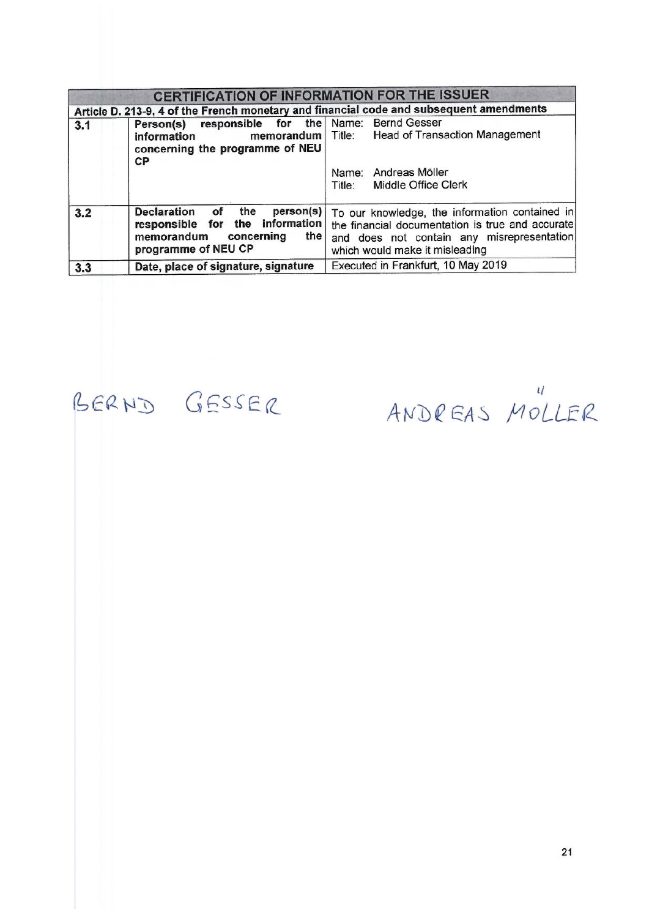| CERTIFICATION OF INFORMATION FOR THE ISSUER | | |
|---|---|---|
| Article D. 213-9, 4 of the French monetary and financial code and subsequent amendments | | |
| 3.1 | Person(s) responsible for the information memorandum concerning the programme of NEU CP | Name: Bernd Gesser<br>Title: Head of Transaction Management<br><br>Name: Andreas Möller<br>Title: Middle Office Clerk |
| 3.2 | Declaration of the person(s) responsible for the information memorandum concerning the programme of NEU CP | To our knowledge, the information contained in the financial documentation is true and accurate and does not contain any misrepresentation which would make it misleading |
| 3.3 | Date, place of signature, signature | Executed in Frankfurt, 10 May 2019 |

BERND GESSER

ANDREAS MÖLLER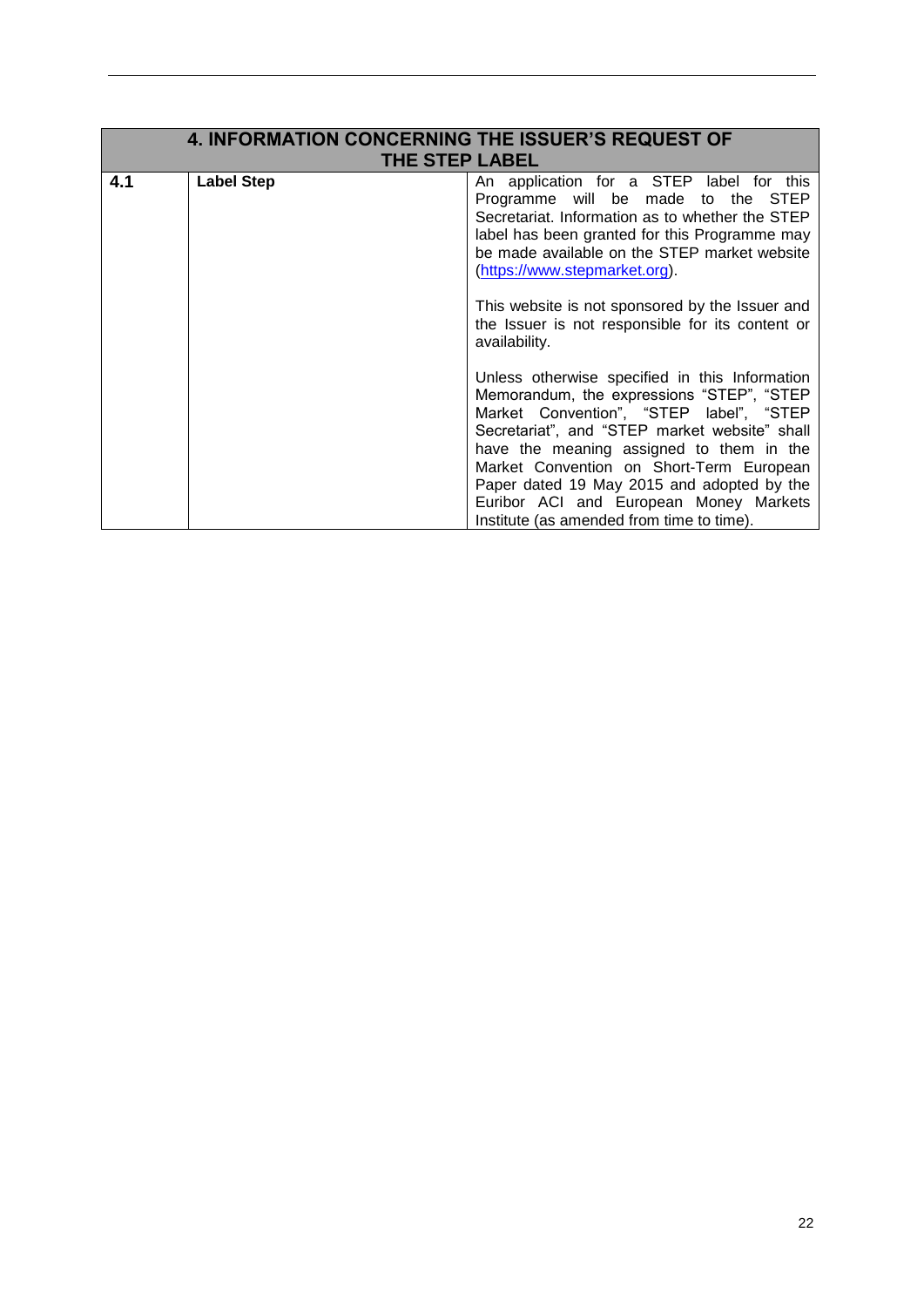| 4. INFORMATION CONCERNING THE ISSUER'S REQUEST OF THE STEP LABEL | | |
|---|---|---|
| **4.1** | **Label Step** | An application for a STEP label for this Programme will be made to the STEP Secretariat. Information as to whether the STEP label has been granted for this Programme may be made available on the STEP market website (https://www.stepmarket.org).<br><br>This website is not sponsored by the Issuer and the Issuer is not responsible for its content or availability.<br><br>Unless otherwise specified in this Information Memorandum, the expressions "STEP", "STEP Market Convention", "STEP label", "STEP Secretariat", and "STEP market website" shall have the meaning assigned to them in the Market Convention on Short-Term European Paper dated 19 May 2015 and adopted by the Euribor ACI and European Money Markets Institute (as amended from time to time). |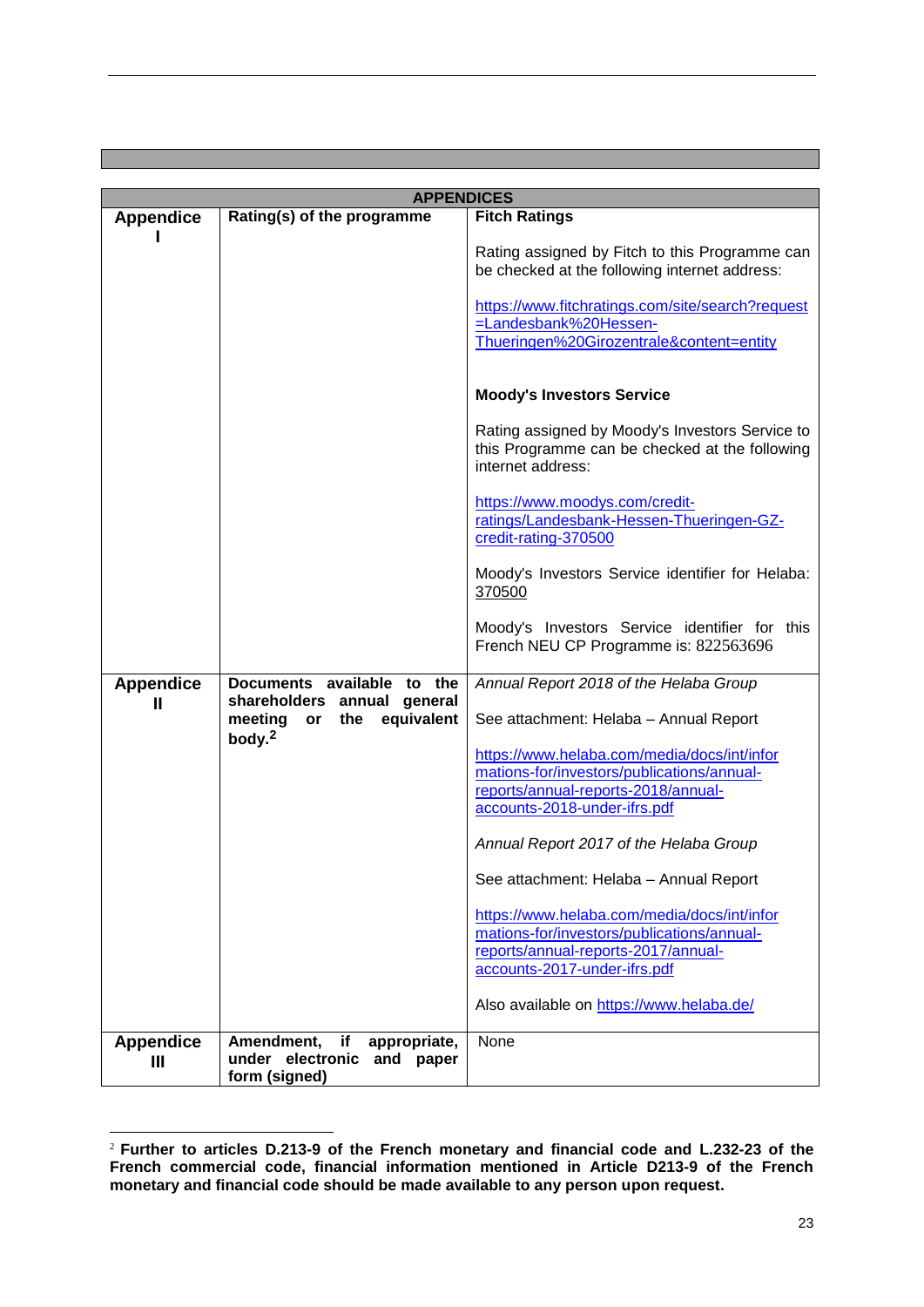| APPENDICES | | |
|---|---|---|
| **Appendice I** | **Rating(s) of the programme** | **Fitch Ratings**<br><br>Rating assigned by Fitch to this Programme can be checked at the following internet address:<br><br>https://www.fitchratings.com/site/search?request=Landesbank%20Hessen-Thueringen%20Girozentrale&content=entity<br><br>**Moody's Investors Service**<br><br>Rating assigned by Moody's Investors Service to this Programme can be checked at the following internet address:<br><br>https://www.moodys.com/credit-ratings/Landesbank-Hessen-Thueringen-GZ-credit-rating-370500<br><br>Moody's Investors Service identifier for Helaba: 370500<br><br>Moody's Investors Service identifier for this French NEU CP Programme is: 822563696 |
| **Appendice II** | **Documents available to the shareholders annual general meeting or the equivalent body.**[2] | *Annual Report 2018 of the Helaba Group*<br><br>See attachment: Helaba – Annual Report<br><br>https://www.helaba.com/media/docs/int/informations-for/investors/publications/annual-reports/annual-reports-2018/annual-accounts-2018-under-ifrs.pdf<br><br>*Annual Report 2017 of the Helaba Group*<br><br>See attachment: Helaba – Annual Report<br><br>https://www.helaba.com/media/docs/int/informations-for/investors/publications/annual-reports/annual-reports-2017/annual-accounts-2017-under-ifrs.pdf<br><br>Also available on https://www.helaba.de/ |
| **Appendice III** | **Amendment, if appropriate, under electronic and paper form (signed)** | None |

[2] **Further to articles D.213-9 of the French monetary and financial code and L.232-23 of the French commercial code, financial information mentioned in Article D213-9 of the French monetary and financial code should be made available to any person upon request.**